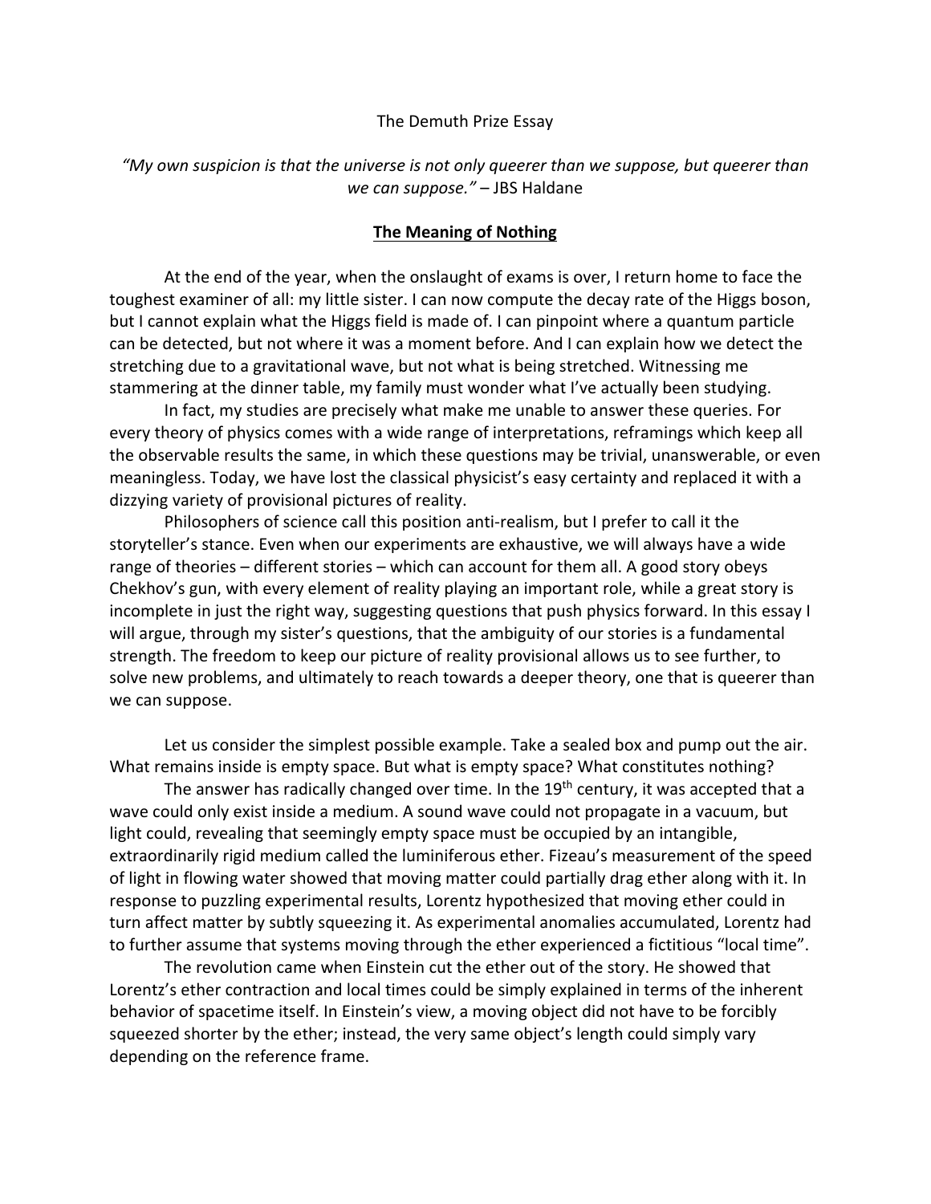The Demuth Prize Essay

*"My own suspicion is that the universe is not only queerer than we suppose, but queerer than we can suppose."* – JBS Haldane

## The Meaning of Nothing

At the end of the year, when the onslaught of exams is over, I return home to face the toughest examiner of all: my little sister. I can now compute the decay rate of the Higgs boson, but I cannot explain what the Higgs field is made of. I can pinpoint where a quantum particle can be detected, but not where it was a moment before. And I can explain how we detect the stretching due to a gravitational wave, but not what is being stretched. Witnessing me stammering at the dinner table, my family must wonder what I've actually been studying.

In fact, my studies are precisely what make me unable to answer these queries. For every theory of physics comes with a wide range of interpretations, reframings which keep all the observable results the same, in which these questions may be trivial, unanswerable, or even meaningless. Today, we have lost the classical physicist's easy certainty and replaced it with a dizzying variety of provisional pictures of reality.

Philosophers of science call this position anti-realism, but I prefer to call it the storyteller's stance. Even when our experiments are exhaustive, we will always have a wide range of theories – different stories – which can account for them all. A good story obeys Chekhov's gun, with every element of reality playing an important role, while a great story is incomplete in just the right way, suggesting questions that push physics forward. In this essay I will argue, through my sister's questions, that the ambiguity of our stories is a fundamental strength. The freedom to keep our picture of reality provisional allows us to see further, to solve new problems, and ultimately to reach towards a deeper theory, one that is queerer than we can suppose.

Let us consider the simplest possible example. Take a sealed box and pump out the air. What remains inside is empty space. But what is empty space? What constitutes nothing?

The answer has radically changed over time. In the 19th century, it was accepted that a wave could only exist inside a medium. A sound wave could not propagate in a vacuum, but light could, revealing that seemingly empty space must be occupied by an intangible, extraordinarily rigid medium called the luminiferous ether. Fizeau's measurement of the speed of light in flowing water showed that moving matter could partially drag ether along with it. In response to puzzling experimental results, Lorentz hypothesized that moving ether could in turn affect matter by subtly squeezing it. As experimental anomalies accumulated, Lorentz had to further assume that systems moving through the ether experienced a fictitious "local time".

The revolution came when Einstein cut the ether out of the story. He showed that Lorentz's ether contraction and local times could be simply explained in terms of the inherent behavior of spacetime itself. In Einstein's view, a moving object did not have to be forcibly squeezed shorter by the ether; instead, the very same object's length could simply vary depending on the reference frame.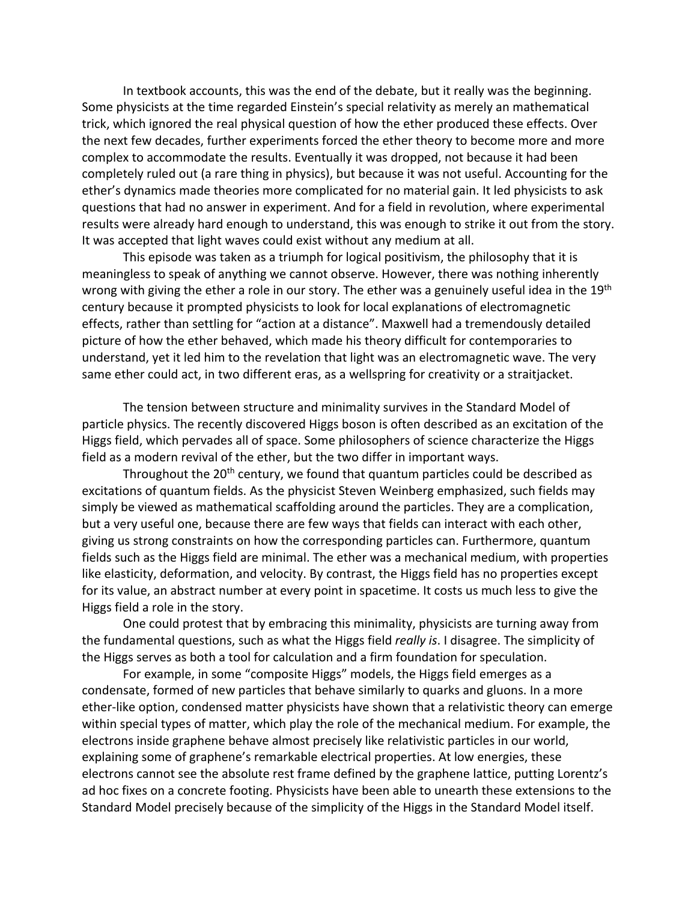In textbook accounts, this was the end of the debate, but it really was the beginning. Some physicists at the time regarded Einstein's special relativity as merely an mathematical trick, which ignored the real physical question of how the ether produced these effects. Over the next few decades, further experiments forced the ether theory to become more and more complex to accommodate the results. Eventually it was dropped, not because it had been completely ruled out (a rare thing in physics), but because it was not useful. Accounting for the ether's dynamics made theories more complicated for no material gain. It led physicists to ask questions that had no answer in experiment. And for a field in revolution, where experimental results were already hard enough to understand, this was enough to strike it out from the story. It was accepted that light waves could exist without any medium at all.

This episode was taken as a triumph for logical positivism, the philosophy that it is meaningless to speak of anything we cannot observe. However, there was nothing inherently wrong with giving the ether a role in our story. The ether was a genuinely useful idea in the 19th century because it prompted physicists to look for local explanations of electromagnetic effects, rather than settling for "action at a distance". Maxwell had a tremendously detailed picture of how the ether behaved, which made his theory difficult for contemporaries to understand, yet it led him to the revelation that light was an electromagnetic wave. The very same ether could act, in two different eras, as a wellspring for creativity or a straitjacket.

The tension between structure and minimality survives in the Standard Model of particle physics. The recently discovered Higgs boson is often described as an excitation of the Higgs field, which pervades all of space. Some philosophers of science characterize the Higgs field as a modern revival of the ether, but the two differ in important ways.

Throughout the 20th century, we found that quantum particles could be described as excitations of quantum fields. As the physicist Steven Weinberg emphasized, such fields may simply be viewed as mathematical scaffolding around the particles. They are a complication, but a very useful one, because there are few ways that fields can interact with each other, giving us strong constraints on how the corresponding particles can. Furthermore, quantum fields such as the Higgs field are minimal. The ether was a mechanical medium, with properties like elasticity, deformation, and velocity. By contrast, the Higgs field has no properties except for its value, an abstract number at every point in spacetime. It costs us much less to give the Higgs field a role in the story.

One could protest that by embracing this minimality, physicists are turning away from the fundamental questions, such as what the Higgs field *really is*. I disagree. The simplicity of the Higgs serves as both a tool for calculation and a firm foundation for speculation.

For example, in some "composite Higgs" models, the Higgs field emerges as a condensate, formed of new particles that behave similarly to quarks and gluons. In a more ether-like option, condensed matter physicists have shown that a relativistic theory can emerge within special types of matter, which play the role of the mechanical medium. For example, the electrons inside graphene behave almost precisely like relativistic particles in our world, explaining some of graphene's remarkable electrical properties. At low energies, these electrons cannot see the absolute rest frame defined by the graphene lattice, putting Lorentz's ad hoc fixes on a concrete footing. Physicists have been able to unearth these extensions to the Standard Model precisely because of the simplicity of the Higgs in the Standard Model itself.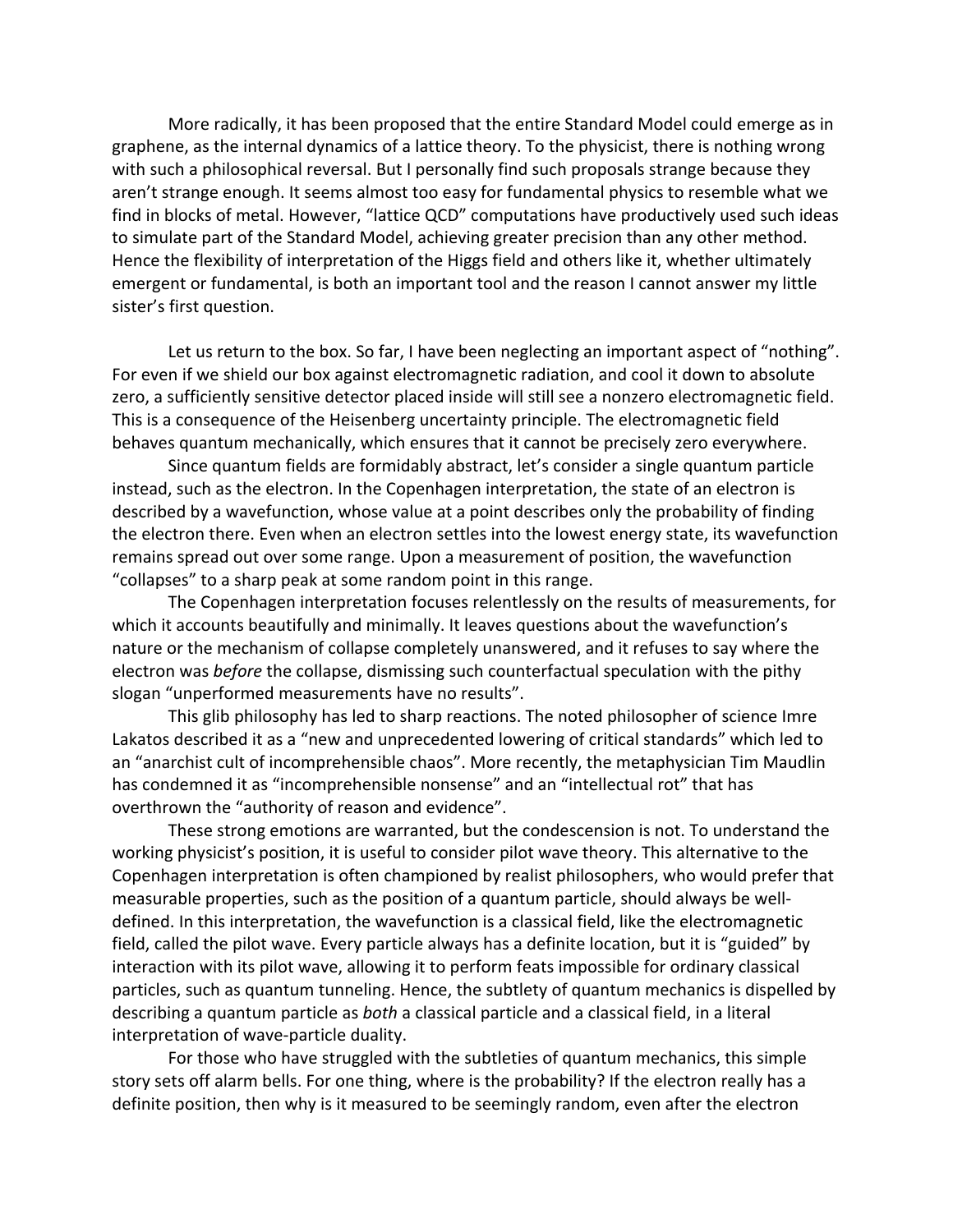More radically, it has been proposed that the entire Standard Model could emerge as in graphene, as the internal dynamics of a lattice theory. To the physicist, there is nothing wrong with such a philosophical reversal. But I personally find such proposals strange because they aren't strange enough. It seems almost too easy for fundamental physics to resemble what we find in blocks of metal. However, "lattice QCD" computations have productively used such ideas to simulate part of the Standard Model, achieving greater precision than any other method. Hence the flexibility of interpretation of the Higgs field and others like it, whether ultimately emergent or fundamental, is both an important tool and the reason I cannot answer my little sister's first question.

Let us return to the box. So far, I have been neglecting an important aspect of "nothing". For even if we shield our box against electromagnetic radiation, and cool it down to absolute zero, a sufficiently sensitive detector placed inside will still see a nonzero electromagnetic field. This is a consequence of the Heisenberg uncertainty principle. The electromagnetic field behaves quantum mechanically, which ensures that it cannot be precisely zero everywhere.

Since quantum fields are formidably abstract, let's consider a single quantum particle instead, such as the electron. In the Copenhagen interpretation, the state of an electron is described by a wavefunction, whose value at a point describes only the probability of finding the electron there. Even when an electron settles into the lowest energy state, its wavefunction remains spread out over some range. Upon a measurement of position, the wavefunction "collapses" to a sharp peak at some random point in this range.

The Copenhagen interpretation focuses relentlessly on the results of measurements, for which it accounts beautifully and minimally. It leaves questions about the wavefunction's nature or the mechanism of collapse completely unanswered, and it refuses to say where the electron was *before* the collapse, dismissing such counterfactual speculation with the pithy slogan "unperformed measurements have no results".

This glib philosophy has led to sharp reactions. The noted philosopher of science Imre Lakatos described it as a "new and unprecedented lowering of critical standards" which led to an "anarchist cult of incomprehensible chaos". More recently, the metaphysician Tim Maudlin has condemned it as "incomprehensible nonsense" and an "intellectual rot" that has overthrown the "authority of reason and evidence".

These strong emotions are warranted, but the condescension is not. To understand the working physicist's position, it is useful to consider pilot wave theory. This alternative to the Copenhagen interpretation is often championed by realist philosophers, who would prefer that measurable properties, such as the position of a quantum particle, should always be well-defined. In this interpretation, the wavefunction is a classical field, like the electromagnetic field, called the pilot wave. Every particle always has a definite location, but it is "guided" by interaction with its pilot wave, allowing it to perform feats impossible for ordinary classical particles, such as quantum tunneling. Hence, the subtlety of quantum mechanics is dispelled by describing a quantum particle as *both* a classical particle and a classical field, in a literal interpretation of wave-particle duality.

For those who have struggled with the subtleties of quantum mechanics, this simple story sets off alarm bells. For one thing, where is the probability? If the electron really has a definite position, then why is it measured to be seemingly random, even after the electron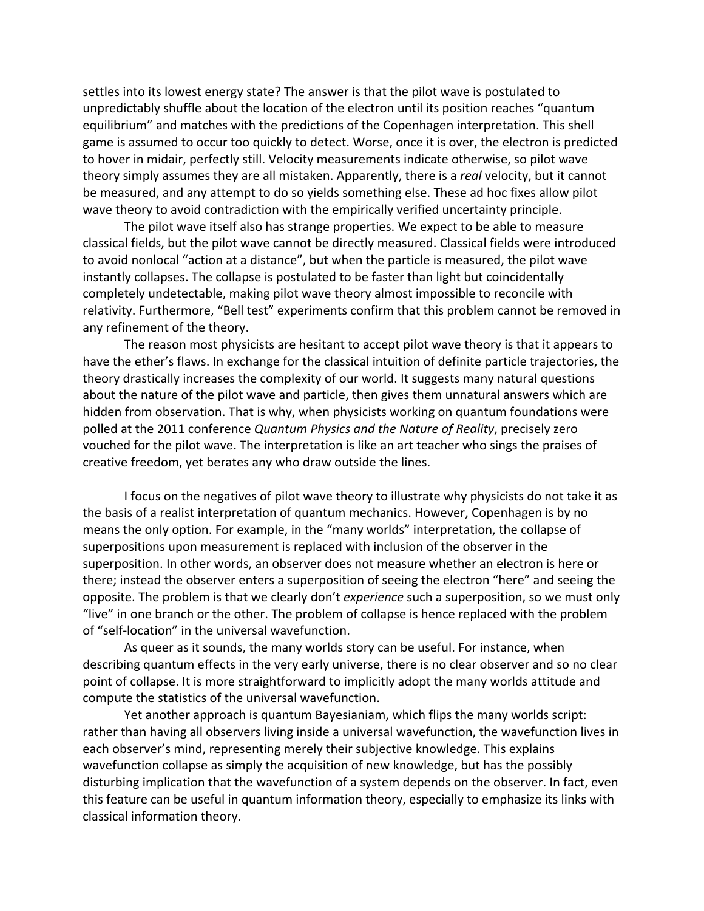settles into its lowest energy state? The answer is that the pilot wave is postulated to unpredictably shuffle about the location of the electron until its position reaches "quantum equilibrium" and matches with the predictions of the Copenhagen interpretation. This shell game is assumed to occur too quickly to detect. Worse, once it is over, the electron is predicted to hover in midair, perfectly still. Velocity measurements indicate otherwise, so pilot wave theory simply assumes they are all mistaken. Apparently, there is a *real* velocity, but it cannot be measured, and any attempt to do so yields something else. These ad hoc fixes allow pilot wave theory to avoid contradiction with the empirically verified uncertainty principle.

The pilot wave itself also has strange properties. We expect to be able to measure classical fields, but the pilot wave cannot be directly measured. Classical fields were introduced to avoid nonlocal "action at a distance", but when the particle is measured, the pilot wave instantly collapses. The collapse is postulated to be faster than light but coincidentally completely undetectable, making pilot wave theory almost impossible to reconcile with relativity. Furthermore, "Bell test" experiments confirm that this problem cannot be removed in any refinement of the theory.

The reason most physicists are hesitant to accept pilot wave theory is that it appears to have the ether's flaws. In exchange for the classical intuition of definite particle trajectories, the theory drastically increases the complexity of our world. It suggests many natural questions about the nature of the pilot wave and particle, then gives them unnatural answers which are hidden from observation. That is why, when physicists working on quantum foundations were polled at the 2011 conference *Quantum Physics and the Nature of Reality*, precisely zero vouched for the pilot wave. The interpretation is like an art teacher who sings the praises of creative freedom, yet berates any who draw outside the lines.

I focus on the negatives of pilot wave theory to illustrate why physicists do not take it as the basis of a realist interpretation of quantum mechanics. However, Copenhagen is by no means the only option. For example, in the "many worlds" interpretation, the collapse of superpositions upon measurement is replaced with inclusion of the observer in the superposition. In other words, an observer does not measure whether an electron is here or there; instead the observer enters a superposition of seeing the electron "here" and seeing the opposite. The problem is that we clearly don't *experience* such a superposition, so we must only "live" in one branch or the other. The problem of collapse is hence replaced with the problem of "self-location" in the universal wavefunction.

As queer as it sounds, the many worlds story can be useful. For instance, when describing quantum effects in the very early universe, there is no clear observer and so no clear point of collapse. It is more straightforward to implicitly adopt the many worlds attitude and compute the statistics of the universal wavefunction.

Yet another approach is quantum Bayesianiam, which flips the many worlds script: rather than having all observers living inside a universal wavefunction, the wavefunction lives in each observer's mind, representing merely their subjective knowledge. This explains wavefunction collapse as simply the acquisition of new knowledge, but has the possibly disturbing implication that the wavefunction of a system depends on the observer. In fact, even this feature can be useful in quantum information theory, especially to emphasize its links with classical information theory.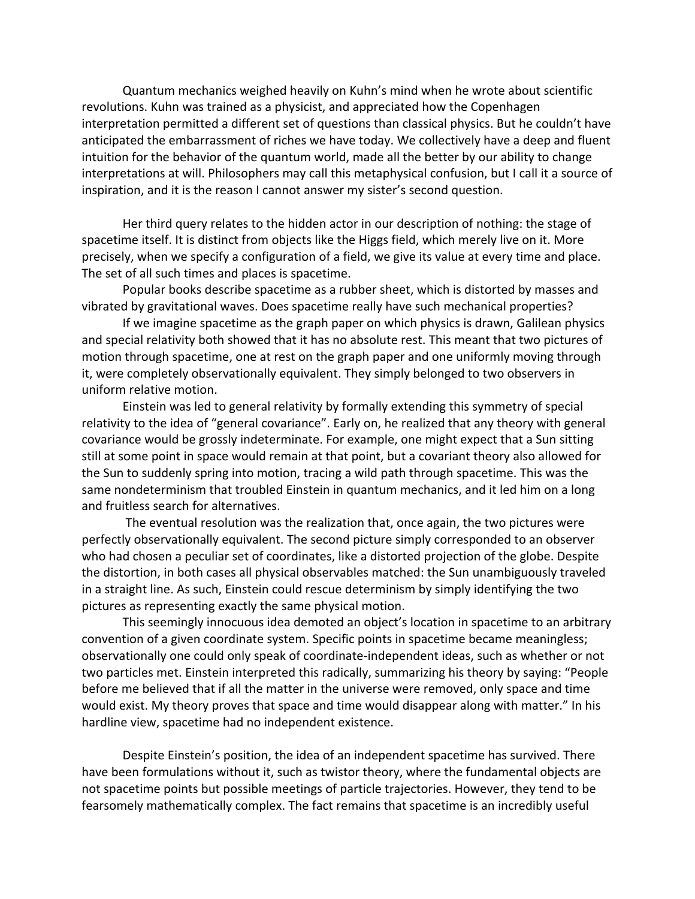Quantum mechanics weighed heavily on Kuhn's mind when he wrote about scientific revolutions. Kuhn was trained as a physicist, and appreciated how the Copenhagen interpretation permitted a different set of questions than classical physics. But he couldn't have anticipated the embarrassment of riches we have today. We collectively have a deep and fluent intuition for the behavior of the quantum world, made all the better by our ability to change interpretations at will. Philosophers may call this metaphysical confusion, but I call it a source of inspiration, and it is the reason I cannot answer my sister's second question.

Her third query relates to the hidden actor in our description of nothing: the stage of spacetime itself. It is distinct from objects like the Higgs field, which merely live on it. More precisely, when we specify a configuration of a field, we give its value at every time and place. The set of all such times and places is spacetime.

Popular books describe spacetime as a rubber sheet, which is distorted by masses and vibrated by gravitational waves. Does spacetime really have such mechanical properties?

If we imagine spacetime as the graph paper on which physics is drawn, Galilean physics and special relativity both showed that it has no absolute rest. This meant that two pictures of motion through spacetime, one at rest on the graph paper and one uniformly moving through it, were completely observationally equivalent. They simply belonged to two observers in uniform relative motion.

Einstein was led to general relativity by formally extending this symmetry of special relativity to the idea of "general covariance". Early on, he realized that any theory with general covariance would be grossly indeterminate. For example, one might expect that a Sun sitting still at some point in space would remain at that point, but a covariant theory also allowed for the Sun to suddenly spring into motion, tracing a wild path through spacetime. This was the same nondeterminism that troubled Einstein in quantum mechanics, and it led him on a long and fruitless search for alternatives.

The eventual resolution was the realization that, once again, the two pictures were perfectly observationally equivalent. The second picture simply corresponded to an observer who had chosen a peculiar set of coordinates, like a distorted projection of the globe. Despite the distortion, in both cases all physical observables matched: the Sun unambiguously traveled in a straight line. As such, Einstein could rescue determinism by simply identifying the two pictures as representing exactly the same physical motion.

This seemingly innocuous idea demoted an object's location in spacetime to an arbitrary convention of a given coordinate system. Specific points in spacetime became meaningless; observationally one could only speak of coordinate-independent ideas, such as whether or not two particles met. Einstein interpreted this radically, summarizing his theory by saying: "People before me believed that if all the matter in the universe were removed, only space and time would exist. My theory proves that space and time would disappear along with matter." In his hardline view, spacetime had no independent existence.

Despite Einstein's position, the idea of an independent spacetime has survived. There have been formulations without it, such as twistor theory, where the fundamental objects are not spacetime points but possible meetings of particle trajectories. However, they tend to be fearsomely mathematically complex. The fact remains that spacetime is an incredibly useful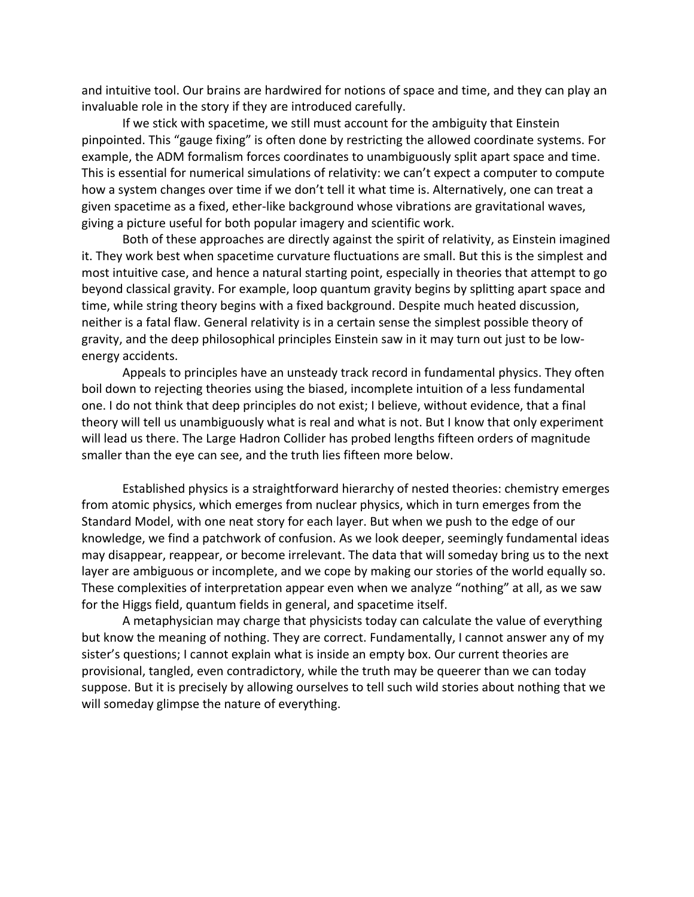and intuitive tool. Our brains are hardwired for notions of space and time, and they can play an invaluable role in the story if they are introduced carefully.

If we stick with spacetime, we still must account for the ambiguity that Einstein pinpointed. This "gauge fixing" is often done by restricting the allowed coordinate systems. For example, the ADM formalism forces coordinates to unambiguously split apart space and time. This is essential for numerical simulations of relativity: we can't expect a computer to compute how a system changes over time if we don't tell it what time is. Alternatively, one can treat a given spacetime as a fixed, ether-like background whose vibrations are gravitational waves, giving a picture useful for both popular imagery and scientific work.

Both of these approaches are directly against the spirit of relativity, as Einstein imagined it. They work best when spacetime curvature fluctuations are small. But this is the simplest and most intuitive case, and hence a natural starting point, especially in theories that attempt to go beyond classical gravity. For example, loop quantum gravity begins by splitting apart space and time, while string theory begins with a fixed background. Despite much heated discussion, neither is a fatal flaw. General relativity is in a certain sense the simplest possible theory of gravity, and the deep philosophical principles Einstein saw in it may turn out just to be low-energy accidents.

Appeals to principles have an unsteady track record in fundamental physics. They often boil down to rejecting theories using the biased, incomplete intuition of a less fundamental one. I do not think that deep principles do not exist; I believe, without evidence, that a final theory will tell us unambiguously what is real and what is not. But I know that only experiment will lead us there. The Large Hadron Collider has probed lengths fifteen orders of magnitude smaller than the eye can see, and the truth lies fifteen more below.

Established physics is a straightforward hierarchy of nested theories: chemistry emerges from atomic physics, which emerges from nuclear physics, which in turn emerges from the Standard Model, with one neat story for each layer. But when we push to the edge of our knowledge, we find a patchwork of confusion. As we look deeper, seemingly fundamental ideas may disappear, reappear, or become irrelevant. The data that will someday bring us to the next layer are ambiguous or incomplete, and we cope by making our stories of the world equally so. These complexities of interpretation appear even when we analyze "nothing" at all, as we saw for the Higgs field, quantum fields in general, and spacetime itself.

A metaphysician may charge that physicists today can calculate the value of everything but know the meaning of nothing. They are correct. Fundamentally, I cannot answer any of my sister's questions; I cannot explain what is inside an empty box. Our current theories are provisional, tangled, even contradictory, while the truth may be queerer than we can today suppose. But it is precisely by allowing ourselves to tell such wild stories about nothing that we will someday glimpse the nature of everything.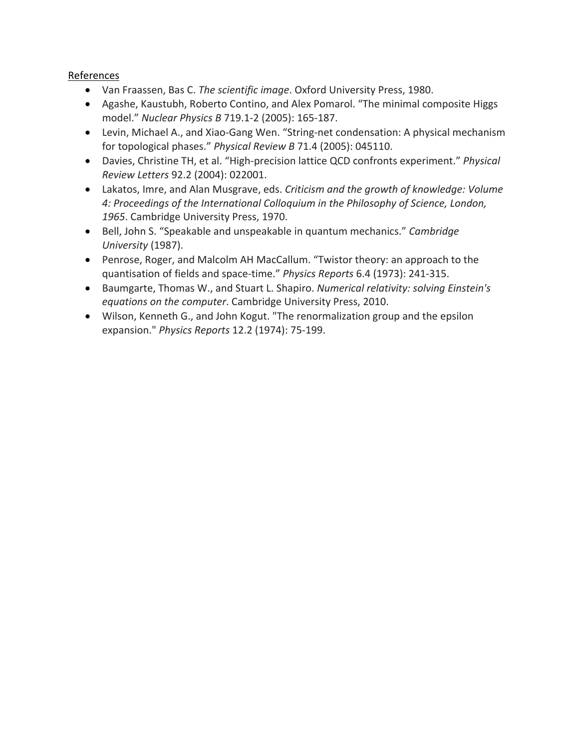References

- Van Fraassen, Bas C. *The scientific image*. Oxford University Press, 1980.
- Agashe, Kaustubh, Roberto Contino, and Alex Pomarol. “The minimal composite Higgs model.” *Nuclear Physics B* 719.1-2 (2005): 165-187.
- Levin, Michael A., and Xiao-Gang Wen. “String-net condensation: A physical mechanism for topological phases.” *Physical Review B* 71.4 (2005): 045110.
- Davies, Christine TH, et al. “High-precision lattice QCD confronts experiment.” *Physical Review Letters* 92.2 (2004): 022001.
- Lakatos, Imre, and Alan Musgrave, eds. *Criticism and the growth of knowledge: Volume 4: Proceedings of the International Colloquium in the Philosophy of Science, London, 1965*. Cambridge University Press, 1970.
- Bell, John S. “Speakable and unspeakable in quantum mechanics.” *Cambridge University* (1987).
- Penrose, Roger, and Malcolm AH MacCallum. “Twistor theory: an approach to the quantisation of fields and space-time.” *Physics Reports* 6.4 (1973): 241-315.
- Baumgarte, Thomas W., and Stuart L. Shapiro. *Numerical relativity: solving Einstein's equations on the computer*. Cambridge University Press, 2010.
- Wilson, Kenneth G., and John Kogut. "The renormalization group and the epsilon expansion." *Physics Reports* 12.2 (1974): 75-199.